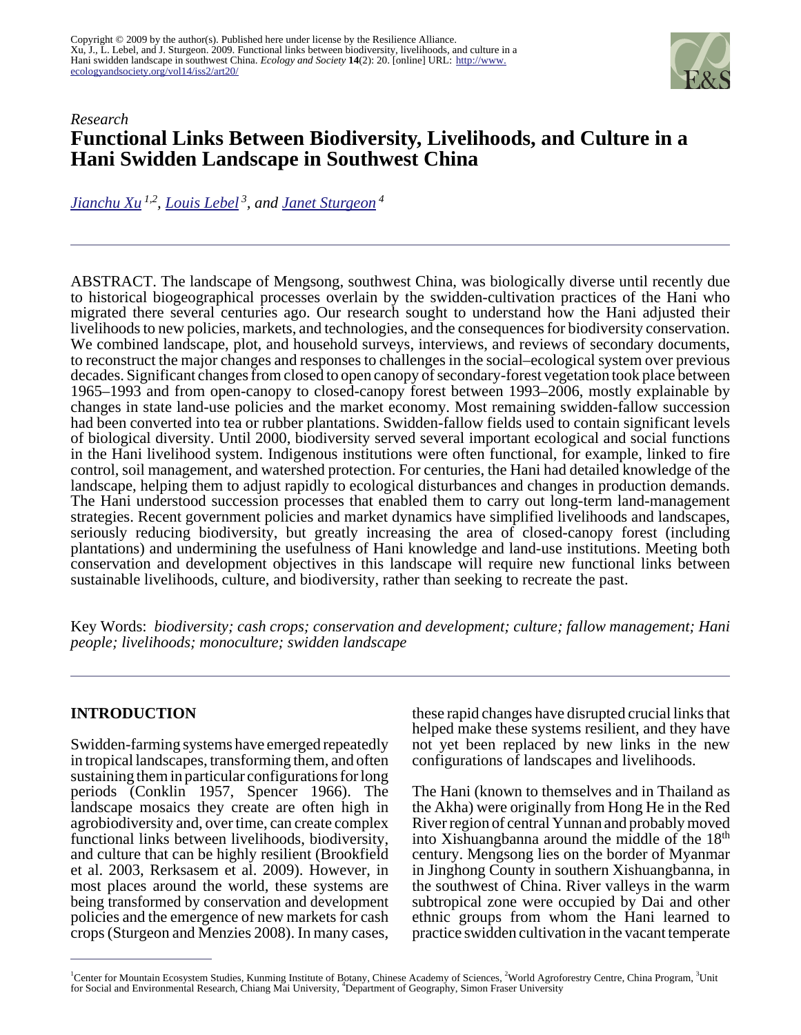Copyright © 2009 by the author(s). Published here under license by the Resilience Alliance.
Xu, J., L. Lebel, and J. Sturgeon. 2009. Functional links between biodiversity, livelihoods, and culture in a Hani swidden landscape in southwest China. *Ecology and Society* **14**(2): 20. [online] URL: http://www.ecologyandsociety.org/vol14/iss2/art20/

*Research*

# Functional Links Between Biodiversity, Livelihoods, and Culture in a Hani Swidden Landscape in Southwest China

*Jianchu Xu*[1,2], *Louis Lebel*[3], *and Janet Sturgeon*[4]

ABSTRACT. The landscape of Mengsong, southwest China, was biologically diverse until recently due to historical biogeographical processes overlain by the swidden-cultivation practices of the Hani who migrated there several centuries ago. Our research sought to understand how the Hani adjusted their livelihoods to new policies, markets, and technologies, and the consequences for biodiversity conservation. We combined landscape, plot, and household surveys, interviews, and reviews of secondary documents, to reconstruct the major changes and responses to challenges in the social–ecological system over previous decades. Significant changes from closed to open canopy of secondary-forest vegetation took place between 1965–1993 and from open-canopy to closed-canopy forest between 1993–2006, mostly explainable by changes in state land-use policies and the market economy. Most remaining swidden-fallow succession had been converted into tea or rubber plantations. Swidden-fallow fields used to contain significant levels of biological diversity. Until 2000, biodiversity served several important ecological and social functions in the Hani livelihood system. Indigenous institutions were often functional, for example, linked to fire control, soil management, and watershed protection. For centuries, the Hani had detailed knowledge of the landscape, helping them to adjust rapidly to ecological disturbances and changes in production demands. The Hani understood succession processes that enabled them to carry out long-term land-management strategies. Recent government policies and market dynamics have simplified livelihoods and landscapes, seriously reducing biodiversity, but greatly increasing the area of closed-canopy forest (including plantations) and undermining the usefulness of Hani knowledge and land-use institutions. Meeting both conservation and development objectives in this landscape will require new functional links between sustainable livelihoods, culture, and biodiversity, rather than seeking to recreate the past.

Key Words: *biodiversity; cash crops; conservation and development; culture; fallow management; Hani people; livelihoods; monoculture; swidden landscape*

## INTRODUCTION

Swidden-farming systems have emerged repeatedly in tropical landscapes, transforming them, and often sustaining them in particular configurations for long periods (Conklin 1957, Spencer 1966). The landscape mosaics they create are often high in agrobiodiversity and, over time, can create complex functional links between livelihoods, biodiversity, and culture that can be highly resilient (Brookfield et al. 2003, Rerksasem et al. 2009). However, in most places around the world, these systems are being transformed by conservation and development policies and the emergence of new markets for cash crops (Sturgeon and Menzies 2008). In many cases, these rapid changes have disrupted crucial links that helped make these systems resilient, and they have not yet been replaced by new links in the new configurations of landscapes and livelihoods.

The Hani (known to themselves and in Thailand as the Akha) were originally from Hong He in the Red River region of central Yunnan and probably moved into Xishuangbanna around the middle of the 18th century. Mengsong lies on the border of Myanmar in Jinghong County in southern Xishuangbanna, in the southwest of China. River valleys in the warm subtropical zone were occupied by Dai and other ethnic groups from whom the Hani learned to practice swidden cultivation in the vacant temperate

[1]Center for Mountain Ecosystem Studies, Kunming Institute of Botany, Chinese Academy of Sciences, [2]World Agroforestry Centre, China Program, [3]Unit for Social and Environmental Research, Chiang Mai University, [4]Department of Geography, Simon Fraser University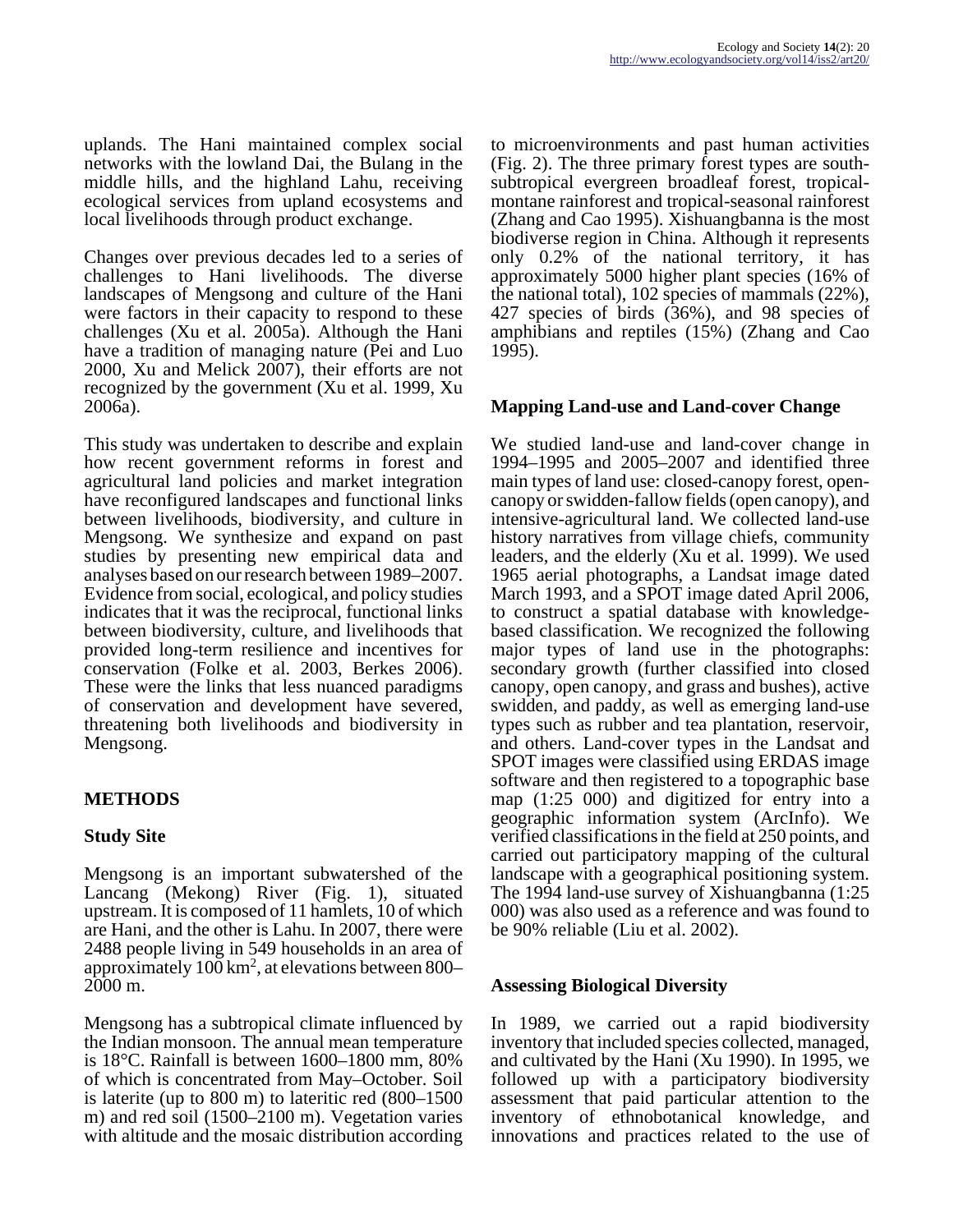uplands. The Hani maintained complex social networks with the lowland Dai, the Bulang in the middle hills, and the highland Lahu, receiving ecological services from upland ecosystems and local livelihoods through product exchange.

Changes over previous decades led to a series of challenges to Hani livelihoods. The diverse landscapes of Mengsong and culture of the Hani were factors in their capacity to respond to these challenges (Xu et al. 2005a). Although the Hani have a tradition of managing nature (Pei and Luo 2000, Xu and Melick 2007), their efforts are not recognized by the government (Xu et al. 1999, Xu 2006a).

This study was undertaken to describe and explain how recent government reforms in forest and agricultural land policies and market integration have reconfigured landscapes and functional links between livelihoods, biodiversity, and culture in Mengsong. We synthesize and expand on past studies by presenting new empirical data and analyses based on our research between 1989–2007. Evidence from social, ecological, and policy studies indicates that it was the reciprocal, functional links between biodiversity, culture, and livelihoods that provided long-term resilience and incentives for conservation (Folke et al. 2003, Berkes 2006). These were the links that less nuanced paradigms of conservation and development have severed, threatening both livelihoods and biodiversity in Mengsong.

## METHODS

### Study Site

Mengsong is an important subwatershed of the Lancang (Mekong) River (Fig. 1), situated upstream. It is composed of 11 hamlets, 10 of which are Hani, and the other is Lahu. In 2007, there were 2488 people living in 549 households in an area of approximately 100 km$^2$, at elevations between 800–2000 m.

Mengsong has a subtropical climate influenced by the Indian monsoon. The annual mean temperature is 18°C. Rainfall is between 1600–1800 mm, 80% of which is concentrated from May–October. Soil is laterite (up to 800 m) to lateritic red (800–1500 m) and red soil (1500–2100 m). Vegetation varies with altitude and the mosaic distribution according to microenvironments and past human activities (Fig. 2). The three primary forest types are south-subtropical evergreen broadleaf forest, tropical-montane rainforest and tropical-seasonal rainforest (Zhang and Cao 1995). Xishuangbanna is the most biodiverse region in China. Although it represents only 0.2% of the national territory, it has approximately 5000 higher plant species (16% of the national total), 102 species of mammals (22%), 427 species of birds (36%), and 98 species of amphibians and reptiles (15%) (Zhang and Cao 1995).

### Mapping Land-use and Land-cover Change

We studied land-use and land-cover change in 1994–1995 and 2005–2007 and identified three main types of land use: closed-canopy forest, open-canopy or swidden-fallow fields (open canopy), and intensive-agricultural land. We collected land-use history narratives from village chiefs, community leaders, and the elderly (Xu et al. 1999). We used 1965 aerial photographs, a Landsat image dated March 1993, and a SPOT image dated April 2006, to construct a spatial database with knowledge-based classification. We recognized the following major types of land use in the photographs: secondary growth (further classified into closed canopy, open canopy, and grass and bushes), active swidden, and paddy, as well as emerging land-use types such as rubber and tea plantation, reservoir, and others. Land-cover types in the Landsat and SPOT images were classified using ERDAS image software and then registered to a topographic base map (1:25 000) and digitized for entry into a geographic information system (ArcInfo). We verified classifications in the field at 250 points, and carried out participatory mapping of the cultural landscape with a geographical positioning system. The 1994 land-use survey of Xishuangbanna (1:25 000) was also used as a reference and was found to be 90% reliable (Liu et al. 2002).

### Assessing Biological Diversity

In 1989, we carried out a rapid biodiversity inventory that included species collected, managed, and cultivated by the Hani (Xu 1990). In 1995, we followed up with a participatory biodiversity assessment that paid particular attention to the inventory of ethnobotanical knowledge, and innovations and practices related to the use of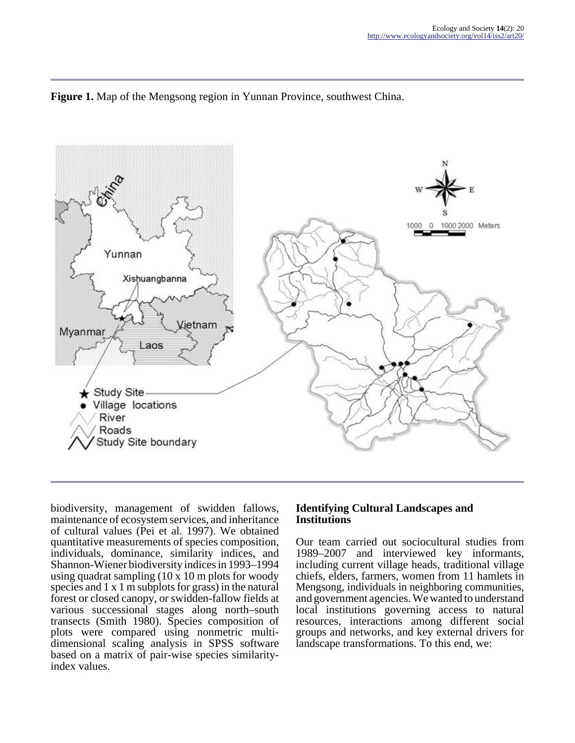**Figure 1.** Map of the Mengsong region in Yunnan Province, southwest China.

biodiversity, management of swidden fallows, maintenance of ecosystem services, and inheritance of cultural values (Pei et al. 1997). We obtained quantitative measurements of species composition, individuals, dominance, similarity indices, and Shannon-Wiener biodiversity indices in 1993–1994 using quadrat sampling (10 x 10 m plots for woody species and 1 x 1 m subplots for grass) in the natural forest or closed canopy, or swidden-fallow fields at various successional stages along north–south transects (Smith 1980). Species composition of plots were compared using nonmetric multi-dimensional scaling analysis in SPSS software based on a matrix of pair-wise species similarity-index values.

### Identifying Cultural Landscapes and Institutions

Our team carried out sociocultural studies from 1989–2007 and interviewed key informants, including current village heads, traditional village chiefs, elders, farmers, women from 11 hamlets in Mengsong, individuals in neighboring communities, and government agencies. We wanted to understand local institutions governing access to natural resources, interactions among different social groups and networks, and key external drivers for landscape transformations. To this end, we: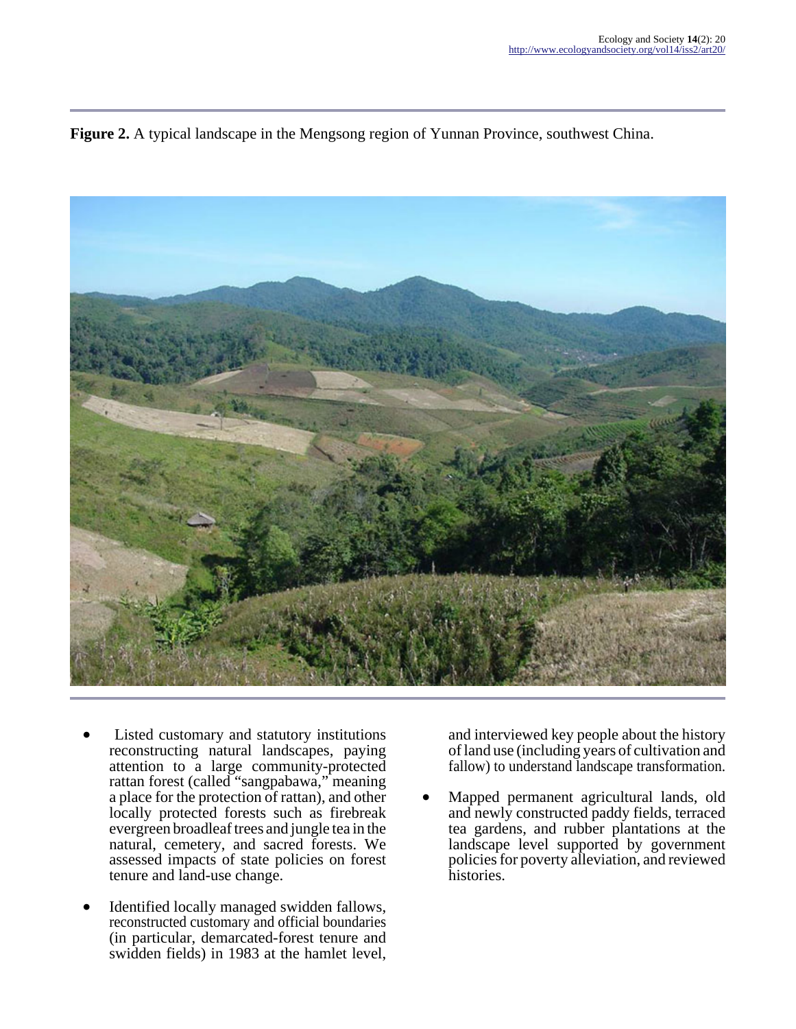**Figure 2.** A typical landscape in the Mengsong region of Yunnan Province, southwest China.

- Listed customary and statutory institutions reconstructing natural landscapes, paying attention to a large community-protected rattan forest (called "sangpabawa," meaning a place for the protection of rattan), and other locally protected forests such as firebreak evergreen broadleaf trees and jungle tea in the natural, cemetery, and sacred forests. We assessed impacts of state policies on forest tenure and land-use change.

- Identified locally managed swidden fallows, reconstructed customary and official boundaries (in particular, demarcated-forest tenure and swidden fields) in 1983 at the hamlet level, and interviewed key people about the history of land use (including years of cultivation and fallow) to understand landscape transformation.

- Mapped permanent agricultural lands, old and newly constructed paddy fields, terraced tea gardens, and rubber plantations at the landscape level supported by government policies for poverty alleviation, and reviewed histories.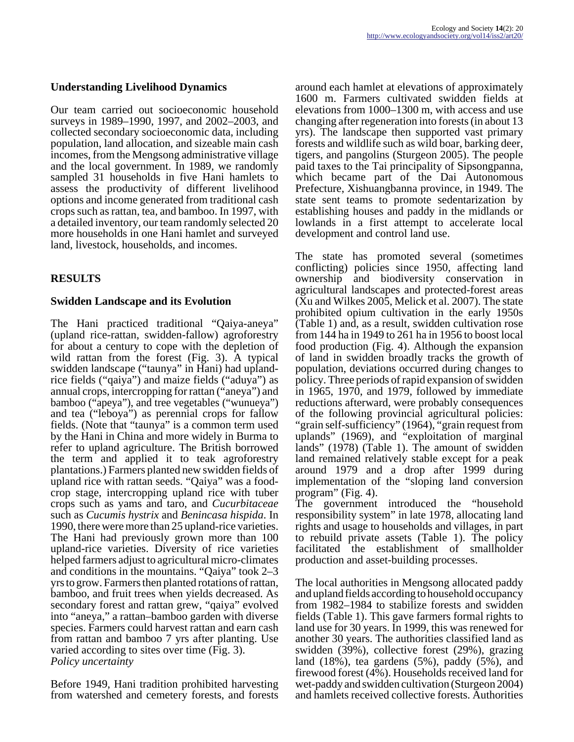### Understanding Livelihood Dynamics

Our team carried out socioeconomic household surveys in 1989–1990, 1997, and 2002–2003, and collected secondary socioeconomic data, including population, land allocation, and sizeable main cash incomes, from the Mengsong administrative village and the local government. In 1989, we randomly sampled 31 households in five Hani hamlets to assess the productivity of different livelihood options and income generated from traditional cash crops such as rattan, tea, and bamboo. In 1997, with a detailed inventory, our team randomly selected 20 more households in one Hani hamlet and surveyed land, livestock, households, and incomes.

## RESULTS

### Swidden Landscape and its Evolution

The Hani practiced traditional "Qaiya-aneya" (upland rice-rattan, swidden-fallow) agroforestry for about a century to cope with the depletion of wild rattan from the forest (Fig. 3). A typical swidden landscape ("taunya" in Hani) had upland-rice fields ("qaiya") and maize fields ("aduya") as annual crops, intercropping for rattan ("aneya") and bamboo ("apeya"), and tree vegetables ("wunueya") and tea ("leboya") as perennial crops for fallow fields. (Note that "taunya" is a common term used by the Hani in China and more widely in Burma to refer to upland agriculture. The British borrowed the term and applied it to teak agroforestry plantations.) Farmers planted new swidden fields of upland rice with rattan seeds. "Qaiya" was a food-crop stage, intercropping upland rice with tuber crops such as yams and taro, and *Cucurbitaceae* such as *Cucumis hystrix* and *Benincasa hispida*. In 1990, there were more than 25 upland-rice varieties. The Hani had previously grown more than 100 upland-rice varieties. Diversity of rice varieties helped farmers adjust to agricultural micro-climates and conditions in the mountains. "Qaiya" took 2–3 yrs to grow. Farmers then planted rotations of rattan, bamboo, and fruit trees when yields decreased. As secondary forest and rattan grew, "qaiya" evolved into "aneya," a rattan–bamboo garden with diverse species. Farmers could harvest rattan and earn cash from rattan and bamboo 7 yrs after planting. Use varied according to sites over time (Fig. 3).

*Policy uncertainty*

Before 1949, Hani tradition prohibited harvesting from watershed and cemetery forests, and forests around each hamlet at elevations of approximately 1600 m. Farmers cultivated swidden fields at elevations from 1000–1300 m, with access and use changing after regeneration into forests (in about 13 yrs). The landscape then supported vast primary forests and wildlife such as wild boar, barking deer, tigers, and pangolins (Sturgeon 2005). The people paid taxes to the Tai principality of Sipsongpanna, which became part of the Dai Autonomous Prefecture, Xishuangbanna province, in 1949. The state sent teams to promote sedentarization by establishing houses and paddy in the midlands or lowlands in a first attempt to accelerate local development and control land use.

The state has promoted several (sometimes conflicting) policies since 1950, affecting land ownership and biodiversity conservation in agricultural landscapes and protected-forest areas (Xu and Wilkes 2005, Melick et al. 2007). The state prohibited opium cultivation in the early 1950s (Table 1) and, as a result, swidden cultivation rose from 144 ha in 1949 to 261 ha in 1956 to boost local food production (Fig. 4). Although the expansion of land in swidden broadly tracks the growth of population, deviations occurred during changes to policy. Three periods of rapid expansion of swidden in 1965, 1970, and 1979, followed by immediate reductions afterward, were probably consequences of the following provincial agricultural policies: "grain self-sufficiency" (1964), "grain request from uplands" (1969), and "exploitation of marginal lands" (1978) (Table 1). The amount of swidden land remained relatively stable except for a peak around 1979 and a drop after 1999 during implementation of the "sloping land conversion program" (Fig. 4).

The government introduced the "household responsibility system" in late 1978, allocating land rights and usage to households and villages, in part to rebuild private assets (Table 1). The policy facilitated the establishment of smallholder production and asset-building processes.

The local authorities in Mengsong allocated paddy and upland fields according to household occupancy from 1982–1984 to stabilize forests and swidden fields (Table 1). This gave farmers formal rights to land use for 30 years. In 1999, this was renewed for another 30 years. The authorities classified land as swidden (39%), collective forest (29%), grazing land (18%), tea gardens (5%), paddy (5%), and firewood forest (4%). Households received land for wet-paddy and swidden cultivation (Sturgeon 2004) and hamlets received collective forests. Authorities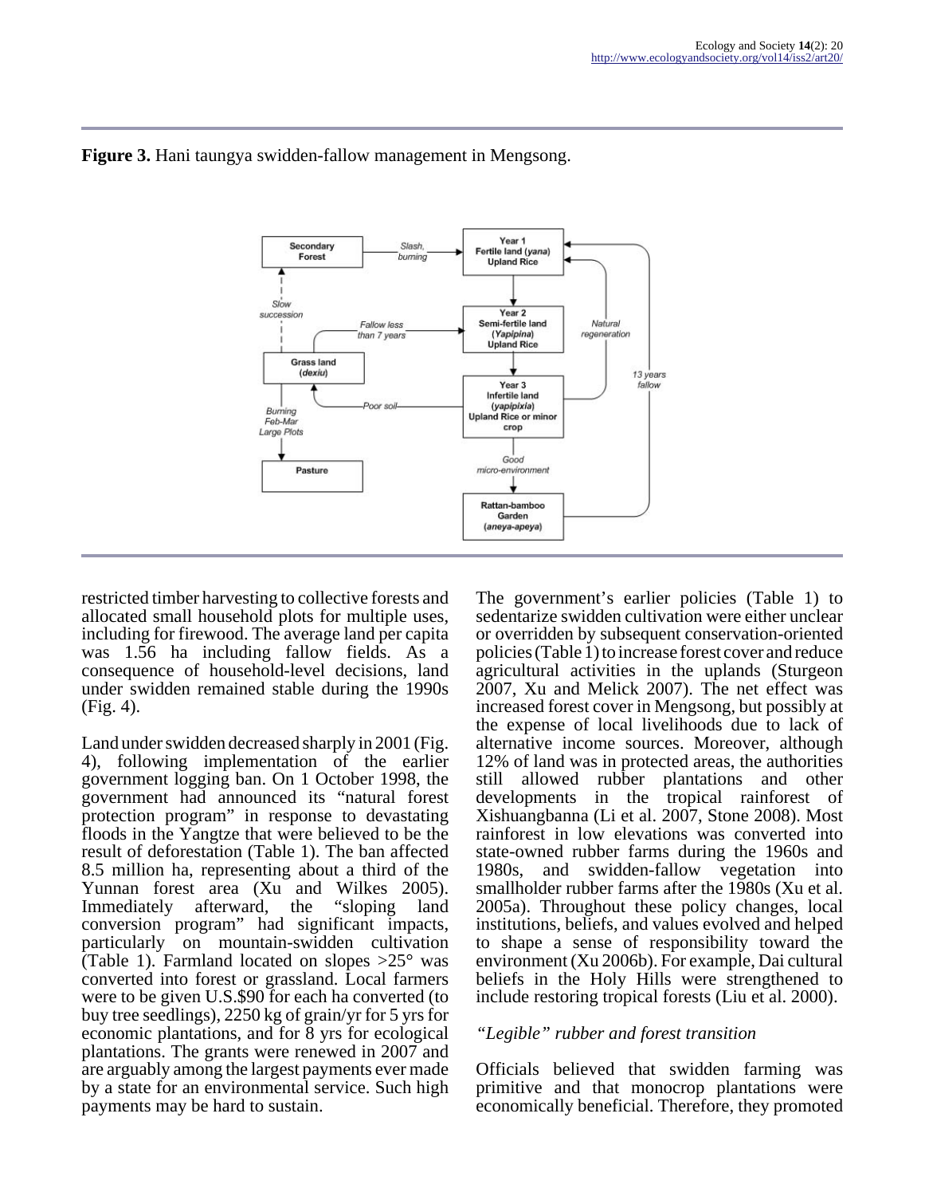**Figure 3.** Hani taungya swidden-fallow management in Mengsong.

restricted timber harvesting to collective forests and allocated small household plots for multiple uses, including for firewood. The average land per capita was 1.56 ha including fallow fields. As a consequence of household-level decisions, land under swidden remained stable during the 1990s (Fig. 4).

Land under swidden decreased sharply in 2001 (Fig. 4), following implementation of the earlier government logging ban. On 1 October 1998, the government had announced its "natural forest protection program" in response to devastating floods in the Yangtze that were believed to be the result of deforestation (Table 1). The ban affected 8.5 million ha, representing about a third of the Yunnan forest area (Xu and Wilkes 2005). Immediately afterward, the "sloping land conversion program" had significant impacts, particularly on mountain-swidden cultivation (Table 1). Farmland located on slopes >25° was converted into forest or grassland. Local farmers were to be given U.S.$90 for each ha converted (to buy tree seedlings), 2250 kg of grain/yr for 5 yrs for economic plantations, and for 8 yrs for ecological plantations. The grants were renewed in 2007 and are arguably among the largest payments ever made by a state for an environmental service. Such high payments may be hard to sustain.

The government's earlier policies (Table 1) to sedentarize swidden cultivation were either unclear or overridden by subsequent conservation-oriented policies (Table 1) to increase forest cover and reduce agricultural activities in the uplands (Sturgeon 2007, Xu and Melick 2007). The net effect was increased forest cover in Mengsong, but possibly at the expense of local livelihoods due to lack of alternative income sources. Moreover, although 12% of land was in protected areas, the authorities still allowed rubber plantations and other developments in the tropical rainforest of Xishuangbanna (Li et al. 2007, Stone 2008). Most rainforest in low elevations was converted into state-owned rubber farms during the 1960s and 1980s, and swidden-fallow vegetation into smallholder rubber farms after the 1980s (Xu et al. 2005a). Throughout these policy changes, local institutions, beliefs, and values evolved and helped to shape a sense of responsibility toward the environment (Xu 2006b). For example, Dai cultural beliefs in the Holy Hills were strengthened to include restoring tropical forests (Liu et al. 2000).

### *"Legible" rubber and forest transition*

Officials believed that swidden farming was primitive and that monocrop plantations were economically beneficial. Therefore, they promoted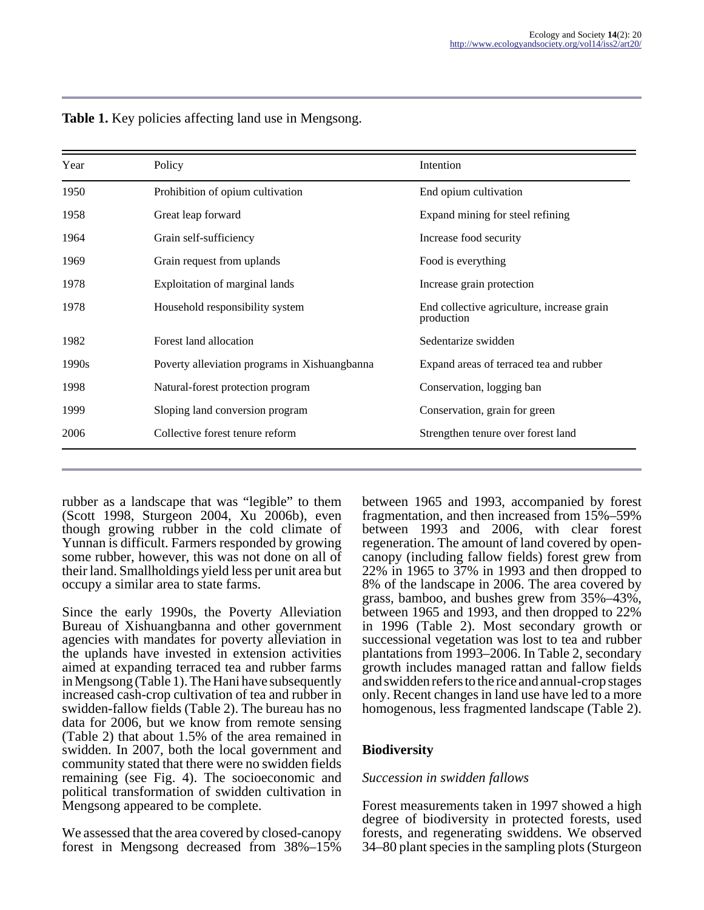**Table 1.** Key policies affecting land use in Mengsong.

| Year | Policy | Intention |
|---|---|---|
| 1950 | Prohibition of opium cultivation | End opium cultivation |
| 1958 | Great leap forward | Expand mining for steel refining |
| 1964 | Grain self-sufficiency | Increase food security |
| 1969 | Grain request from uplands | Food is everything |
| 1978 | Exploitation of marginal lands | Increase grain protection |
| 1978 | Household responsibility system | End collective agriculture, increase grain production |
| 1982 | Forest land allocation | Sedentarize swidden |
| 1990s | Poverty alleviation programs in Xishuangbanna | Expand areas of terraced tea and rubber |
| 1998 | Natural-forest protection program | Conservation, logging ban |
| 1999 | Sloping land conversion program | Conservation, grain for green |
| 2006 | Collective forest tenure reform | Strengthen tenure over forest land |

rubber as a landscape that was "legible" to them (Scott 1998, Sturgeon 2004, Xu 2006b), even though growing rubber in the cold climate of Yunnan is difficult. Farmers responded by growing some rubber, however, this was not done on all of their land. Smallholdings yield less per unit area but occupy a similar area to state farms.

Since the early 1990s, the Poverty Alleviation Bureau of Xishuangbanna and other government agencies with mandates for poverty alleviation in the uplands have invested in extension activities aimed at expanding terraced tea and rubber farms in Mengsong (Table 1). The Hani have subsequently increased cash-crop cultivation of tea and rubber in swidden-fallow fields (Table 2). The bureau has no data for 2006, but we know from remote sensing (Table 2) that about 1.5% of the area remained in swidden. In 2007, both the local government and community stated that there were no swidden fields remaining (see Fig. 4). The socioeconomic and political transformation of swidden cultivation in Mengsong appeared to be complete.

We assessed that the area covered by closed-canopy forest in Mengsong decreased from 38%–15% between 1965 and 1993, accompanied by forest fragmentation, and then increased from 15%–59% between 1993 and 2006, with clear forest regeneration. The amount of land covered by open-canopy (including fallow fields) forest grew from 22% in 1965 to 37% in 1993 and then dropped to 8% of the landscape in 2006. The area covered by grass, bamboo, and bushes grew from 35%–43%, between 1965 and 1993, and then dropped to 22% in 1996 (Table 2). Most secondary growth or successional vegetation was lost to tea and rubber plantations from 1993–2006. In Table 2, secondary growth includes managed rattan and fallow fields and swidden refers to the rice and annual-crop stages only. Recent changes in land use have led to a more homogenous, less fragmented landscape (Table 2).

## Biodiversity

### *Succession in swidden fallows*

Forest measurements taken in 1997 showed a high degree of biodiversity in protected forests, used forests, and regenerating swiddens. We observed 34–80 plant species in the sampling plots (Sturgeon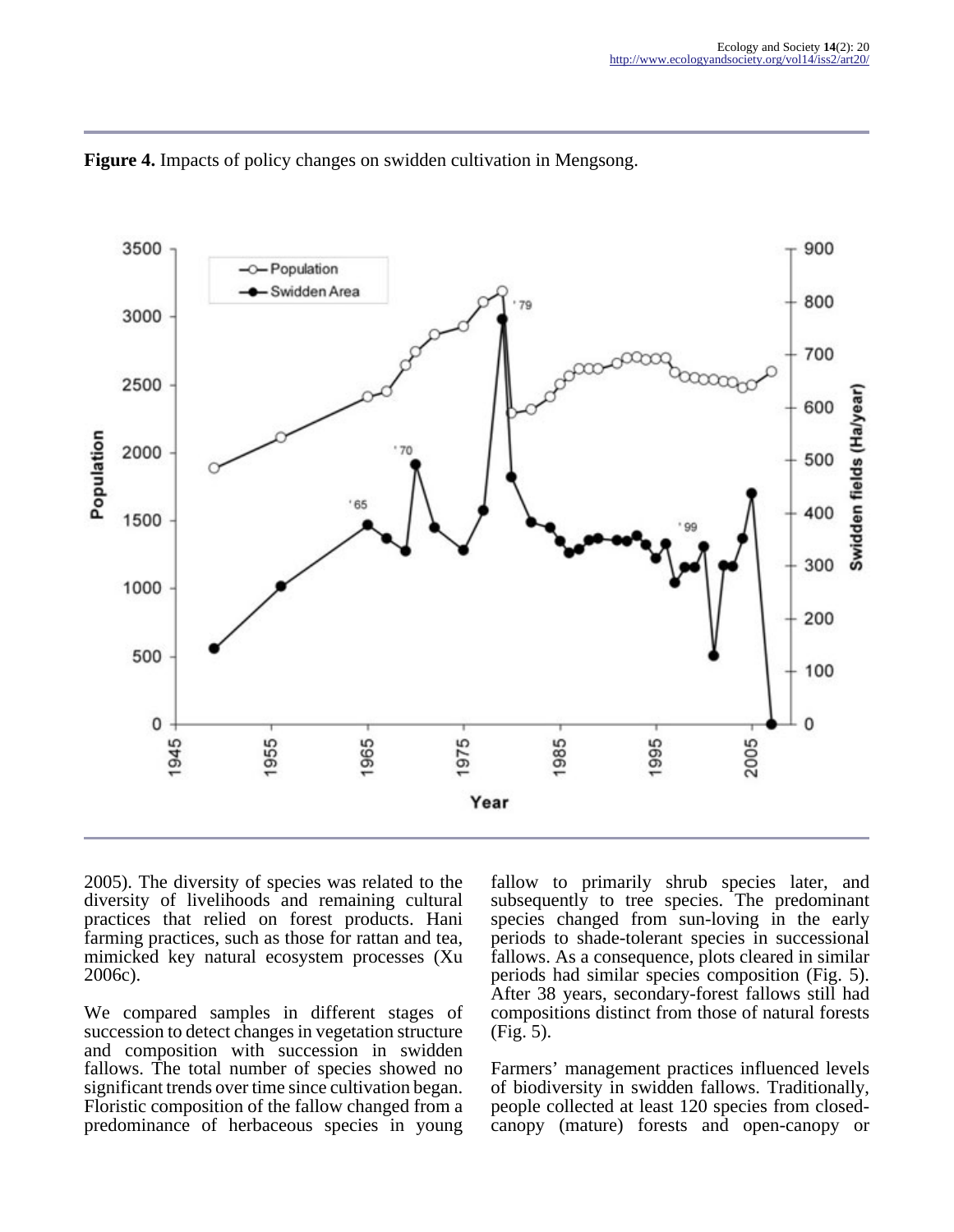**Figure 4.** Impacts of policy changes on swidden cultivation in Mengsong.

2005). The diversity of species was related to the diversity of livelihoods and remaining cultural practices that relied on forest products. Hani farming practices, such as those for rattan and tea, mimicked key natural ecosystem processes (Xu 2006c).

We compared samples in different stages of succession to detect changes in vegetation structure and composition with succession in swidden fallows. The total number of species showed no significant trends over time since cultivation began. Floristic composition of the fallow changed from a predominance of herbaceous species in young fallow to primarily shrub species later, and subsequently to tree species. The predominant species changed from sun-loving in the early periods to shade-tolerant species in successional fallows. As a consequence, plots cleared in similar periods had similar species composition (Fig. 5). After 38 years, secondary-forest fallows still had compositions distinct from those of natural forests (Fig. 5).

Farmers' management practices influenced levels of biodiversity in swidden fallows. Traditionally, people collected at least 120 species from closed-canopy (mature) forests and open-canopy or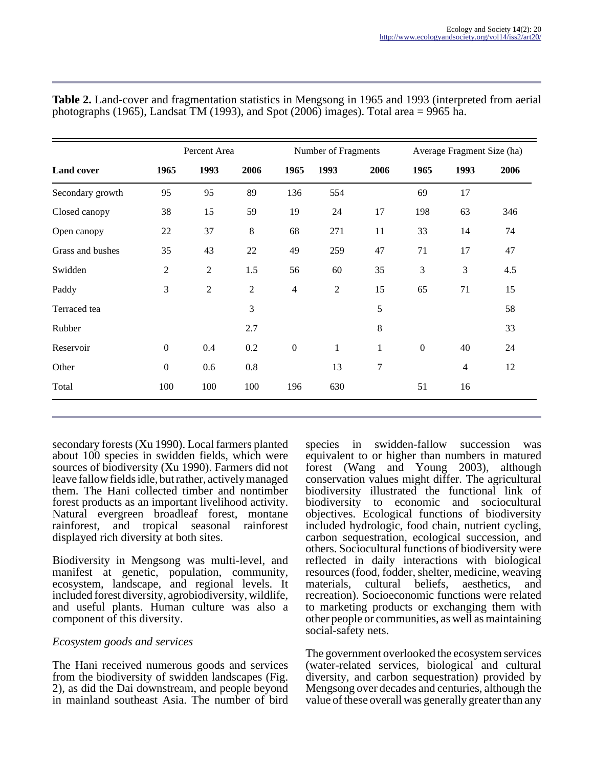**Table 2.** Land-cover and fragmentation statistics in Mengsong in 1965 and 1993 (interpreted from aerial photographs (1965), Landsat TM (1993), and Spot (2006) images). Total area = 9965 ha.

| | Percent Area | | | Number of Fragments | | | Average Fragment Size (ha) | | |
|---|---|---|---|---|---|---|---|---|---|
| **Land cover** | **1965** | **1993** | **2006** | **1965** | **1993** | **2006** | **1965** | **1993** | **2006** |
| Secondary growth | 95 | 95 | 89 | 136 | 554 | | 69 | 17 | |
| Closed canopy | 38 | 15 | 59 | 19 | 24 | 17 | 198 | 63 | 346 |
| Open canopy | 22 | 37 | 8 | 68 | 271 | 11 | 33 | 14 | 74 |
| Grass and bushes | 35 | 43 | 22 | 49 | 259 | 47 | 71 | 17 | 47 |
| Swidden | 2 | 2 | 1.5 | 56 | 60 | 35 | 3 | 3 | 4.5 |
| Paddy | 3 | 2 | 2 | 4 | 2 | 15 | 65 | 71 | 15 |
| Terraced tea | | | 3 | | | 5 | | | 58 |
| Rubber | | | 2.7 | | | 8 | | | 33 |
| Reservoir | 0 | 0.4 | 0.2 | 0 | 1 | 1 | 0 | 40 | 24 |
| Other | 0 | 0.6 | 0.8 | | 13 | 7 | | 4 | 12 |
| Total | 100 | 100 | 100 | 196 | 630 | | 51 | 16 | |

secondary forests (Xu 1990). Local farmers planted about 100 species in swidden fields, which were sources of biodiversity (Xu 1990). Farmers did not leave fallow fields idle, but rather, actively managed them. The Hani collected timber and nontimber forest products as an important livelihood activity. Natural evergreen broadleaf forest, montane rainforest, and tropical seasonal rainforest displayed rich diversity at both sites.

Biodiversity in Mengsong was multi-level, and manifest at genetic, population, community, ecosystem, landscape, and regional levels. It included forest diversity, agrobiodiversity, wildlife, and useful plants. Human culture was also a component of this diversity.

*Ecosystem goods and services*

The Hani received numerous goods and services from the biodiversity of swidden landscapes (Fig. 2), as did the Dai downstream, and people beyond in mainland southeast Asia. The number of bird species in swidden-fallow succession was equivalent to or higher than numbers in matured forest (Wang and Young 2003), although conservation values might differ. The agricultural biodiversity illustrated the functional link of biodiversity to economic and sociocultural objectives. Ecological functions of biodiversity included hydrologic, food chain, nutrient cycling, carbon sequestration, ecological succession, and others. Sociocultural functions of biodiversity were reflected in daily interactions with biological resources (food, fodder, shelter, medicine, weaving materials, cultural beliefs, aesthetics, and recreation). Socioeconomic functions were related to marketing products or exchanging them with other people or communities, as well as maintaining social-safety nets.

The government overlooked the ecosystem services (water-related services, biological and cultural diversity, and carbon sequestration) provided by Mengsong over decades and centuries, although the value of these overall was generally greater than any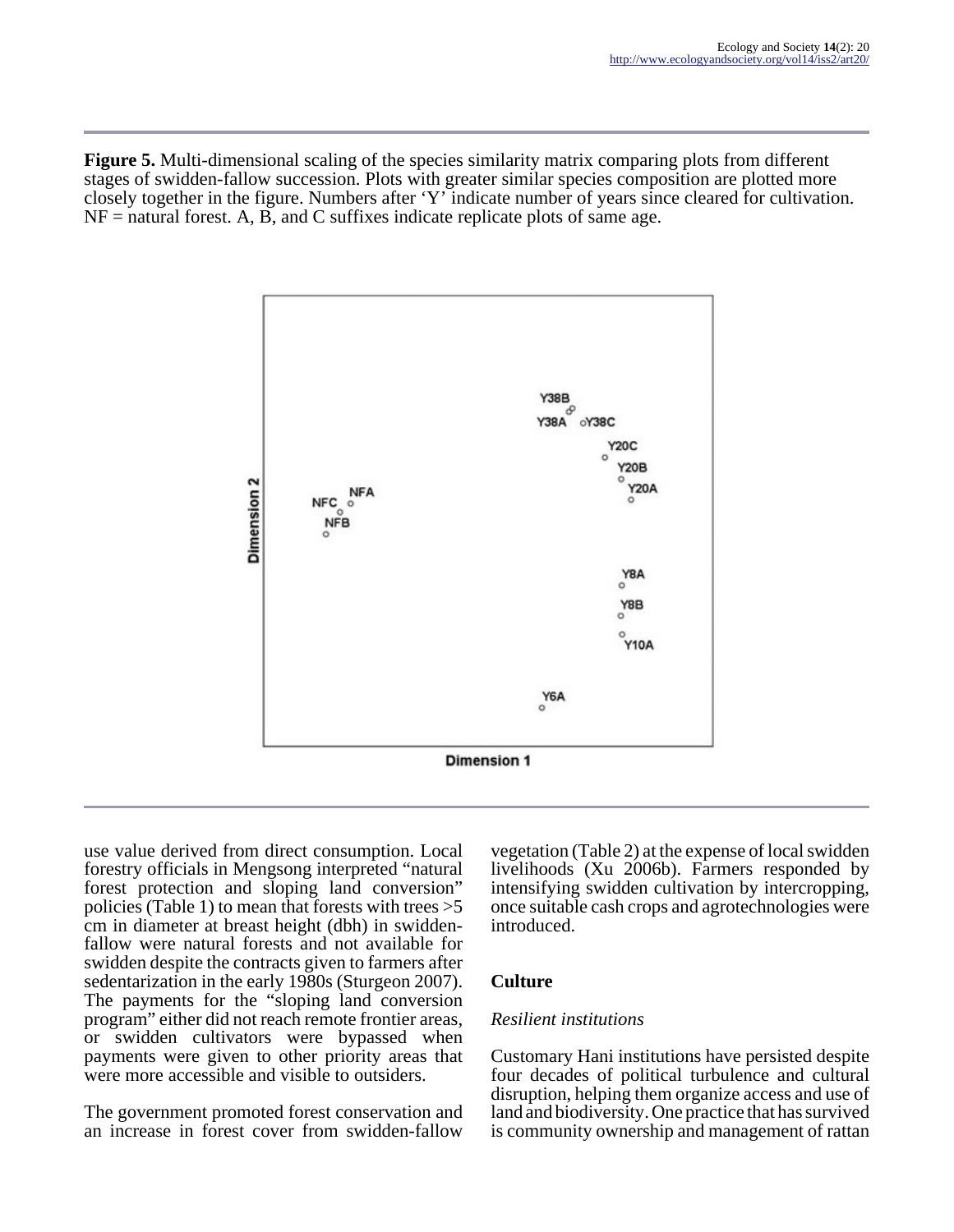**Figure 5.** Multi-dimensional scaling of the species similarity matrix comparing plots from different stages of swidden-fallow succession. Plots with greater similar species composition are plotted more closely together in the figure. Numbers after 'Y' indicate number of years since cleared for cultivation. NF = natural forest. A, B, and C suffixes indicate replicate plots of same age.

use value derived from direct consumption. Local forestry officials in Mengsong interpreted "natural forest protection and sloping land conversion" policies (Table 1) to mean that forests with trees >5 cm in diameter at breast height (dbh) in swidden-fallow were natural forests and not available for swidden despite the contracts given to farmers after sedentarization in the early 1980s (Sturgeon 2007). The payments for the "sloping land conversion program" either did not reach remote frontier areas, or swidden cultivators were bypassed when payments were given to other priority areas that were more accessible and visible to outsiders.

The government promoted forest conservation and an increase in forest cover from swidden-fallow vegetation (Table 2) at the expense of local swidden livelihoods (Xu 2006b). Farmers responded by intensifying swidden cultivation by intercropping, once suitable cash crops and agrotechnologies were introduced.

## Culture

### *Resilient institutions*

Customary Hani institutions have persisted despite four decades of political turbulence and cultural disruption, helping them organize access and use of land and biodiversity. One practice that has survived is community ownership and management of rattan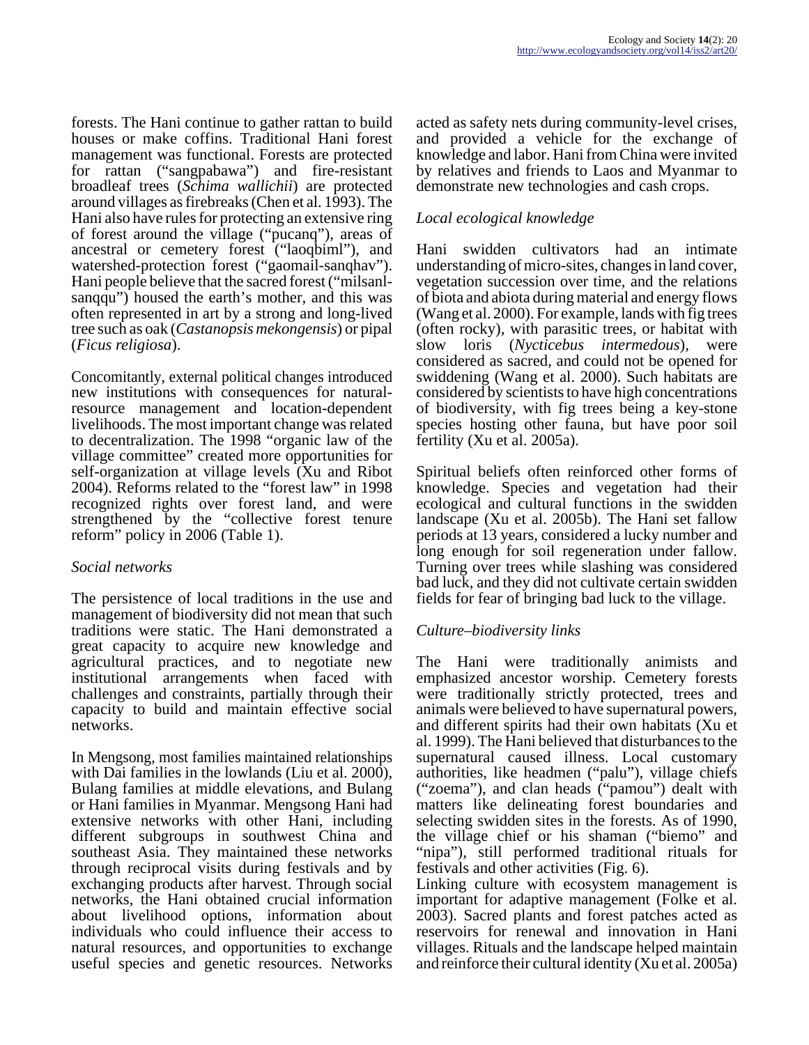forests. The Hani continue to gather rattan to build houses or make coffins. Traditional Hani forest management was functional. Forests are protected for rattan ("sangpabawa") and fire-resistant broadleaf trees (*Schima wallichii*) are protected around villages as firebreaks (Chen et al. 1993). The Hani also have rules for protecting an extensive ring of forest around the village ("pucanq"), areas of ancestral or cemetery forest ("laoqbiml"), and watershed-protection forest ("gaomail-sanqhav"). Hani people believe that the sacred forest ("milsanl-sanqqu") housed the earth's mother, and this was often represented in art by a strong and long-lived tree such as oak (*Castanopsis mekongensis*) or pipal (*Ficus religiosa*).

Concomitantly, external political changes introduced new institutions with consequences for natural-resource management and location-dependent livelihoods. The most important change was related to decentralization. The 1998 "organic law of the village committee" created more opportunities for self-organization at village levels (Xu and Ribot 2004). Reforms related to the "forest law" in 1998 recognized rights over forest land, and were strengthened by the "collective forest tenure reform" policy in 2006 (Table 1).

### *Social networks*

The persistence of local traditions in the use and management of biodiversity did not mean that such traditions were static. The Hani demonstrated a great capacity to acquire new knowledge and agricultural practices, and to negotiate new institutional arrangements when faced with challenges and constraints, partially through their capacity to build and maintain effective social networks.

In Mengsong, most families maintained relationships with Dai families in the lowlands (Liu et al. 2000), Bulang families at middle elevations, and Bulang or Hani families in Myanmar. Mengsong Hani had extensive networks with other Hani, including different subgroups in southwest China and southeast Asia. They maintained these networks through reciprocal visits during festivals and by exchanging products after harvest. Through social networks, the Hani obtained crucial information about livelihood options, information about individuals who could influence their access to natural resources, and opportunities to exchange useful species and genetic resources. Networks acted as safety nets during community-level crises, and provided a vehicle for the exchange of knowledge and labor. Hani from China were invited by relatives and friends to Laos and Myanmar to demonstrate new technologies and cash crops.

### *Local ecological knowledge*

Hani swidden cultivators had an intimate understanding of micro-sites, changes in land cover, vegetation succession over time, and the relations of biota and abiota during material and energy flows (Wang et al. 2000). For example, lands with fig trees (often rocky), with parasitic trees, or habitat with slow loris (*Nycticebus intermedous*), were considered as sacred, and could not be opened for swiddening (Wang et al. 2000). Such habitats are considered by scientists to have high concentrations of biodiversity, with fig trees being a key-stone species hosting other fauna, but have poor soil fertility (Xu et al. 2005a).

Spiritual beliefs often reinforced other forms of knowledge. Species and vegetation had their ecological and cultural functions in the swidden landscape (Xu et al. 2005b). The Hani set fallow periods at 13 years, considered a lucky number and long enough for soil regeneration under fallow. Turning over trees while slashing was considered bad luck, and they did not cultivate certain swidden fields for fear of bringing bad luck to the village.

### *Culture–biodiversity links*

The Hani were traditionally animists and emphasized ancestor worship. Cemetery forests were traditionally strictly protected, trees and animals were believed to have supernatural powers, and different spirits had their own habitats (Xu et al. 1999). The Hani believed that disturbances to the supernatural caused illness. Local customary authorities, like headmen ("palu"), village chiefs ("zoema"), and clan heads ("pamou") dealt with matters like delineating forest boundaries and selecting swidden sites in the forests. As of 1990, the village chief or his shaman ("biemo" and "nipa"), still performed traditional rituals for festivals and other activities (Fig. 6).

Linking culture with ecosystem management is important for adaptive management (Folke et al. 2003). Sacred plants and forest patches acted as reservoirs for renewal and innovation in Hani villages. Rituals and the landscape helped maintain and reinforce their cultural identity (Xu et al. 2005a)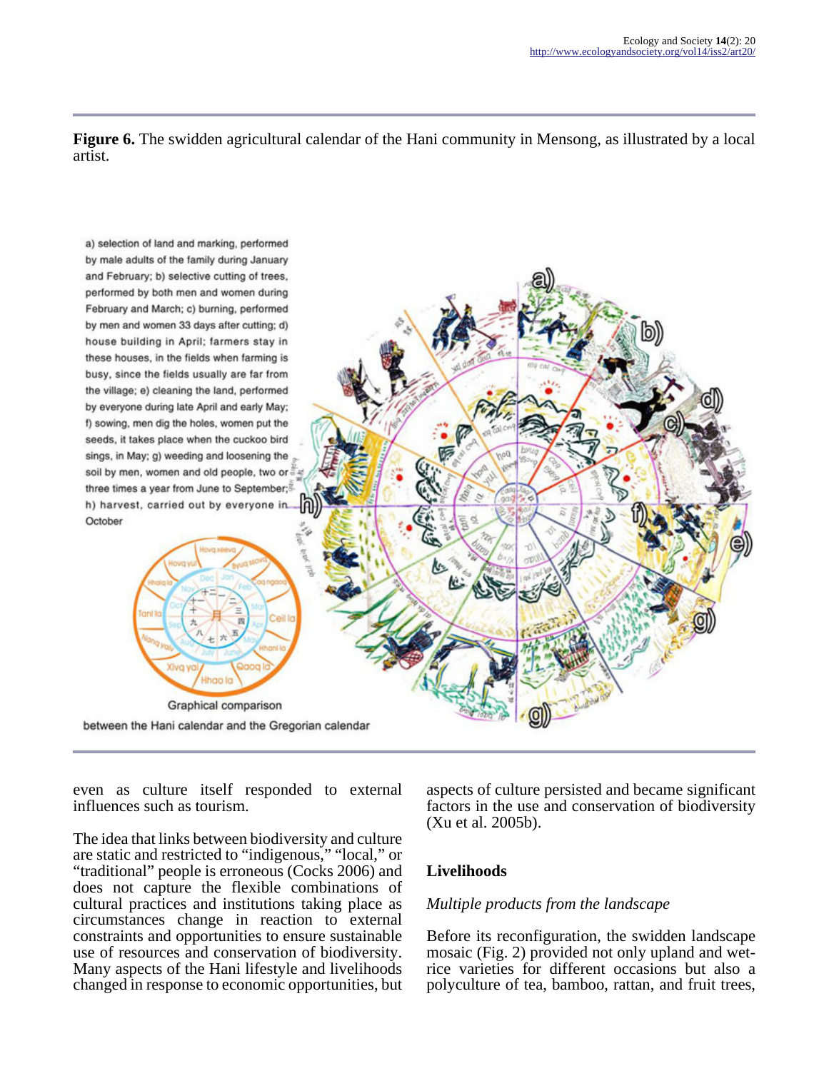**Figure 6.** The swidden agricultural calendar of the Hani community in Mensong, as illustrated by a local artist.

a) selection of land and marking, performed by male adults of the family during January and February; b) selective cutting of trees, performed by both men and women during February and March; c) burning, performed by men and women 33 days after cutting; d) house building in April; farmers stay in these houses, in the fields when farming is busy, since the fields usually are far from the village; e) cleaning the land, performed by everyone during late April and early May; f) sowing, men dig the holes, women put the seeds, it takes place when the cuckoo bird sings, in May; g) weeding and loosening the soil by men, women and old people, two or three times a year from June to September; h) harvest, carried out by everyone in October

Graphical comparison between the Hani calendar and the Gregorian calendar

even as culture itself responded to external influences such as tourism.

The idea that links between biodiversity and culture are static and restricted to "indigenous," "local," or "traditional" people is erroneous (Cocks 2006) and does not capture the flexible combinations of cultural practices and institutions taking place as circumstances change in reaction to external constraints and opportunities to ensure sustainable use of resources and conservation of biodiversity. Many aspects of the Hani lifestyle and livelihoods changed in response to economic opportunities, but aspects of culture persisted and became significant factors in the use and conservation of biodiversity (Xu et al. 2005b).

## Livelihoods

### *Multiple products from the landscape*

Before its reconfiguration, the swidden landscape mosaic (Fig. 2) provided not only upland and wet-rice varieties for different occasions but also a polyculture of tea, bamboo, rattan, and fruit trees,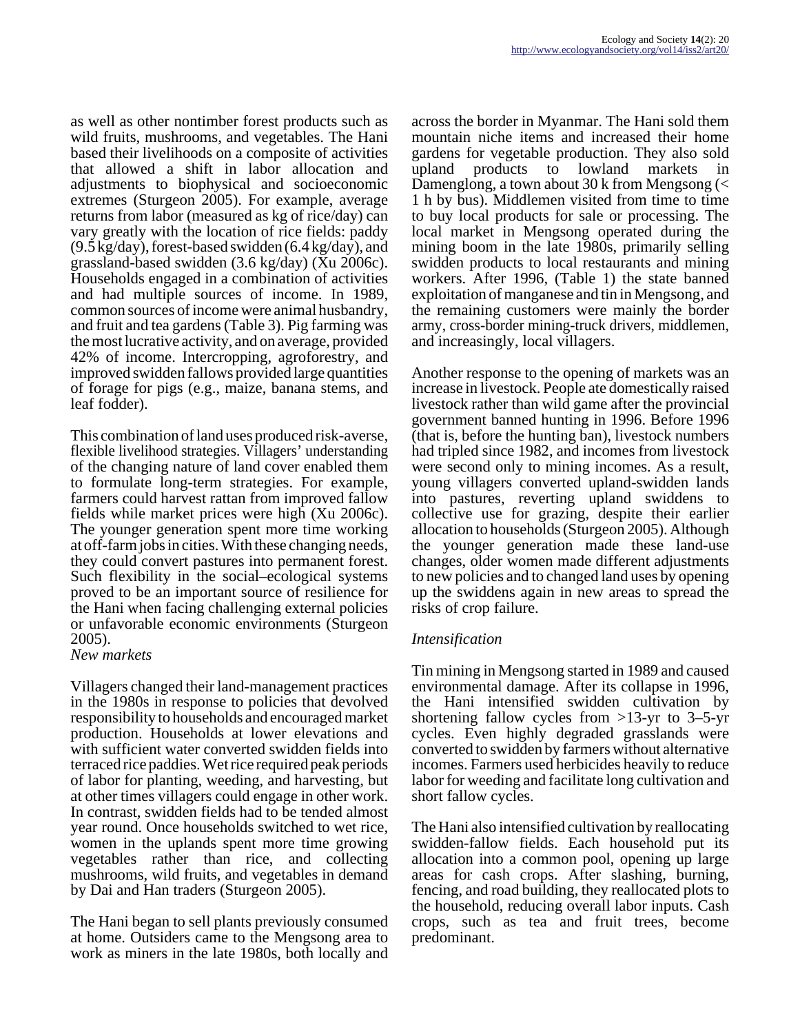as well as other nontimber forest products such as wild fruits, mushrooms, and vegetables. The Hani based their livelihoods on a composite of activities that allowed a shift in labor allocation and adjustments to biophysical and socioeconomic extremes (Sturgeon 2005). For example, average returns from labor (measured as kg of rice/day) can vary greatly with the location of rice fields: paddy (9.5 kg/day), forest-based swidden (6.4 kg/day), and grassland-based swidden (3.6 kg/day) (Xu 2006c). Households engaged in a combination of activities and had multiple sources of income. In 1989, common sources of income were animal husbandry, and fruit and tea gardens (Table 3). Pig farming was the most lucrative activity, and on average, provided 42% of income. Intercropping, agroforestry, and improved swidden fallows provided large quantities of forage for pigs (e.g., maize, banana stems, and leaf fodder).

This combination of land uses produced risk-averse, flexible livelihood strategies. Villagers' understanding of the changing nature of land cover enabled them to formulate long-term strategies. For example, farmers could harvest rattan from improved fallow fields while market prices were high (Xu 2006c). The younger generation spent more time working at off-farm jobs in cities. With these changing needs, they could convert pastures into permanent forest. Such flexibility in the social–ecological systems proved to be an important source of resilience for the Hani when facing challenging external policies or unfavorable economic environments (Sturgeon 2005).

*New markets*

Villagers changed their land-management practices in the 1980s in response to policies that devolved responsibility to households and encouraged market production. Households at lower elevations and with sufficient water converted swidden fields into terraced rice paddies. Wet rice required peak periods of labor for planting, weeding, and harvesting, but at other times villagers could engage in other work. In contrast, swidden fields had to be tended almost year round. Once households switched to wet rice, women in the uplands spent more time growing vegetables rather than rice, and collecting mushrooms, wild fruits, and vegetables in demand by Dai and Han traders (Sturgeon 2005).

The Hani began to sell plants previously consumed at home. Outsiders came to the Mengsong area to work as miners in the late 1980s, both locally and across the border in Myanmar. The Hani sold them mountain niche items and increased their home gardens for vegetable production. They also sold upland products to lowland markets in Damenglong, a town about 30 k from Mengsong (< 1 h by bus). Middlemen visited from time to time to buy local products for sale or processing. The local market in Mengsong operated during the mining boom in the late 1980s, primarily selling swidden products to local restaurants and mining workers. After 1996, (Table 1) the state banned exploitation of manganese and tin in Mengsong, and the remaining customers were mainly the border army, cross-border mining-truck drivers, middlemen, and increasingly, local villagers.

Another response to the opening of markets was an increase in livestock. People ate domestically raised livestock rather than wild game after the provincial government banned hunting in 1996. Before 1996 (that is, before the hunting ban), livestock numbers had tripled since 1982, and incomes from livestock were second only to mining incomes. As a result, young villagers converted upland-swidden lands into pastures, reverting upland swiddens to collective use for grazing, despite their earlier allocation to households (Sturgeon 2005). Although the younger generation made these land-use changes, older women made different adjustments to new policies and to changed land uses by opening up the swiddens again in new areas to spread the risks of crop failure.

*Intensification*

Tin mining in Mengsong started in 1989 and caused environmental damage. After its collapse in 1996, the Hani intensified swidden cultivation by shortening fallow cycles from >13-yr to 3–5-yr cycles. Even highly degraded grasslands were converted to swidden by farmers without alternative incomes. Farmers used herbicides heavily to reduce labor for weeding and facilitate long cultivation and short fallow cycles.

The Hani also intensified cultivation by reallocating swidden-fallow fields. Each household put its allocation into a common pool, opening up large areas for cash crops. After slashing, burning, fencing, and road building, they reallocated plots to the household, reducing overall labor inputs. Cash crops, such as tea and fruit trees, become predominant.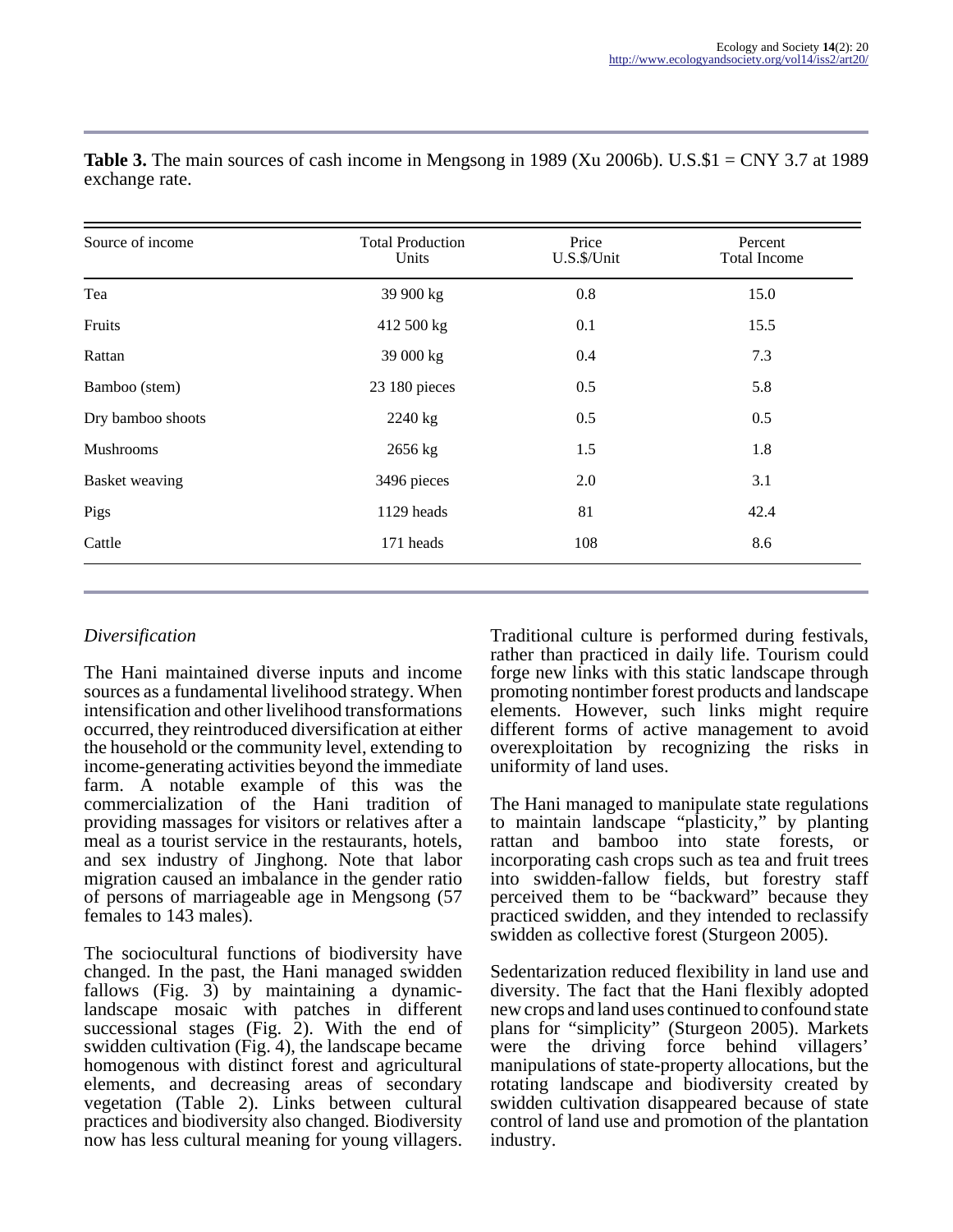**Table 3.** The main sources of cash income in Mengsong in 1989 (Xu 2006b). U.S.$1 = CNY 3.7 at 1989 exchange rate.

| Source of income | Total Production Units | Price U.S.$/Unit | Percent Total Income |
|---|---|---|---|
| Tea | 39 900 kg | 0.8 | 15.0 |
| Fruits | 412 500 kg | 0.1 | 15.5 |
| Rattan | 39 000 kg | 0.4 | 7.3 |
| Bamboo (stem) | 23 180 pieces | 0.5 | 5.8 |
| Dry bamboo shoots | 2240 kg | 0.5 | 0.5 |
| Mushrooms | 2656 kg | 1.5 | 1.8 |
| Basket weaving | 3496 pieces | 2.0 | 3.1 |
| Pigs | 1129 heads | 81 | 42.4 |
| Cattle | 171 heads | 108 | 8.6 |

### *Diversification*

The Hani maintained diverse inputs and income sources as a fundamental livelihood strategy. When intensification and other livelihood transformations occurred, they reintroduced diversification at either the household or the community level, extending to income-generating activities beyond the immediate farm. A notable example of this was the commercialization of the Hani tradition of providing massages for visitors or relatives after a meal as a tourist service in the restaurants, hotels, and sex industry of Jinghong. Note that labor migration caused an imbalance in the gender ratio of persons of marriageable age in Mengsong (57 females to 143 males).

The sociocultural functions of biodiversity have changed. In the past, the Hani managed swidden fallows (Fig. 3) by maintaining a dynamic-landscape mosaic with patches in different successional stages (Fig. 2). With the end of swidden cultivation (Fig. 4), the landscape became homogenous with distinct forest and agricultural elements, and decreasing areas of secondary vegetation (Table 2). Links between cultural practices and biodiversity also changed. Biodiversity now has less cultural meaning for young villagers. Traditional culture is performed during festivals, rather than practiced in daily life. Tourism could forge new links with this static landscape through promoting nontimber forest products and landscape elements. However, such links might require different forms of active management to avoid overexploitation by recognizing the risks in uniformity of land uses.

The Hani managed to manipulate state regulations to maintain landscape "plasticity," by planting rattan and bamboo into state forests, or incorporating cash crops such as tea and fruit trees into swidden-fallow fields, but forestry staff perceived them to be "backward" because they practiced swidden, and they intended to reclassify swidden as collective forest (Sturgeon 2005).

Sedentarization reduced flexibility in land use and diversity. The fact that the Hani flexibly adopted new crops and land uses continued to confound state plans for "simplicity" (Sturgeon 2005). Markets were the driving force behind villagers' manipulations of state-property allocations, but the rotating landscape and biodiversity created by swidden cultivation disappeared because of state control of land use and promotion of the plantation industry.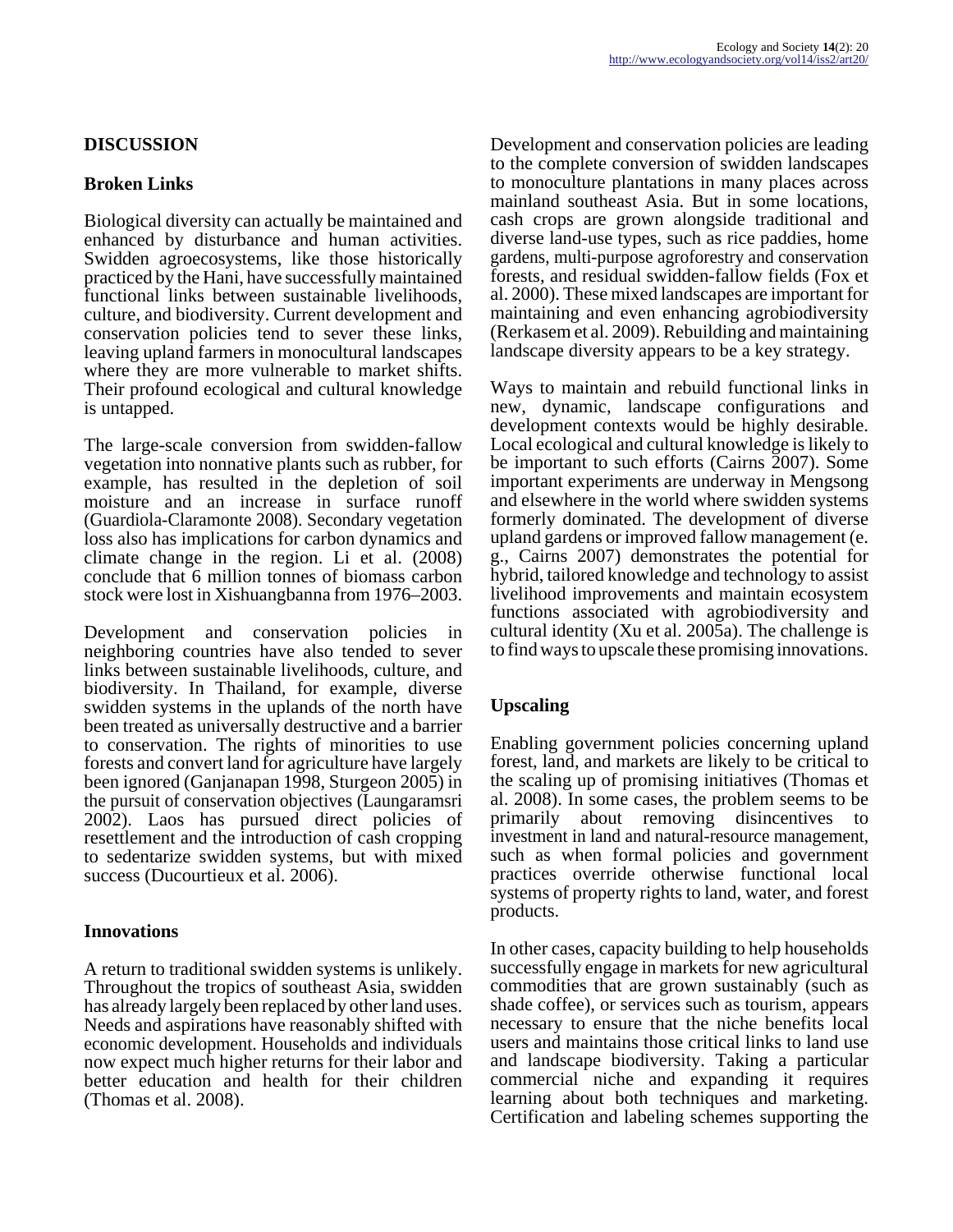## DISCUSSION

### Broken Links

Biological diversity can actually be maintained and enhanced by disturbance and human activities. Swidden agroecosystems, like those historically practiced by the Hani, have successfully maintained functional links between sustainable livelihoods, culture, and biodiversity. Current development and conservation policies tend to sever these links, leaving upland farmers in monocultural landscapes where they are more vulnerable to market shifts. Their profound ecological and cultural knowledge is untapped.

The large-scale conversion from swidden-fallow vegetation into nonnative plants such as rubber, for example, has resulted in the depletion of soil moisture and an increase in surface runoff (Guardiola-Claramonte 2008). Secondary vegetation loss also has implications for carbon dynamics and climate change in the region. Li et al. (2008) conclude that 6 million tonnes of biomass carbon stock were lost in Xishuangbanna from 1976–2003.

Development and conservation policies in neighboring countries have also tended to sever links between sustainable livelihoods, culture, and biodiversity. In Thailand, for example, diverse swidden systems in the uplands of the north have been treated as universally destructive and a barrier to conservation. The rights of minorities to use forests and convert land for agriculture have largely been ignored (Ganjanapan 1998, Sturgeon 2005) in the pursuit of conservation objectives (Laungaramsri 2002). Laos has pursued direct policies of resettlement and the introduction of cash cropping to sedentarize swidden systems, but with mixed success (Ducourtieux et al. 2006).

### Innovations

A return to traditional swidden systems is unlikely. Throughout the tropics of southeast Asia, swidden has already largely been replaced by other land uses. Needs and aspirations have reasonably shifted with economic development. Households and individuals now expect much higher returns for their labor and better education and health for their children (Thomas et al. 2008).

Development and conservation policies are leading to the complete conversion of swidden landscapes to monoculture plantations in many places across mainland southeast Asia. But in some locations, cash crops are grown alongside traditional and diverse land-use types, such as rice paddies, home gardens, multi-purpose agroforestry and conservation forests, and residual swidden-fallow fields (Fox et al. 2000). These mixed landscapes are important for maintaining and even enhancing agrobiodiversity (Rerkasem et al. 2009). Rebuilding and maintaining landscape diversity appears to be a key strategy.

Ways to maintain and rebuild functional links in new, dynamic, landscape configurations and development contexts would be highly desirable. Local ecological and cultural knowledge is likely to be important to such efforts (Cairns 2007). Some important experiments are underway in Mengsong and elsewhere in the world where swidden systems formerly dominated. The development of diverse upland gardens or improved fallow management (e.g., Cairns 2007) demonstrates the potential for hybrid, tailored knowledge and technology to assist livelihood improvements and maintain ecosystem functions associated with agrobiodiversity and cultural identity (Xu et al. 2005a). The challenge is to find ways to upscale these promising innovations.

### Upscaling

Enabling government policies concerning upland forest, land, and markets are likely to be critical to the scaling up of promising initiatives (Thomas et al. 2008). In some cases, the problem seems to be primarily about removing disincentives to investment in land and natural-resource management, such as when formal policies and government practices override otherwise functional local systems of property rights to land, water, and forest products.

In other cases, capacity building to help households successfully engage in markets for new agricultural commodities that are grown sustainably (such as shade coffee), or services such as tourism, appears necessary to ensure that the niche benefits local users and maintains those critical links to land use and landscape biodiversity. Taking a particular commercial niche and expanding it requires learning about both techniques and marketing. Certification and labeling schemes supporting the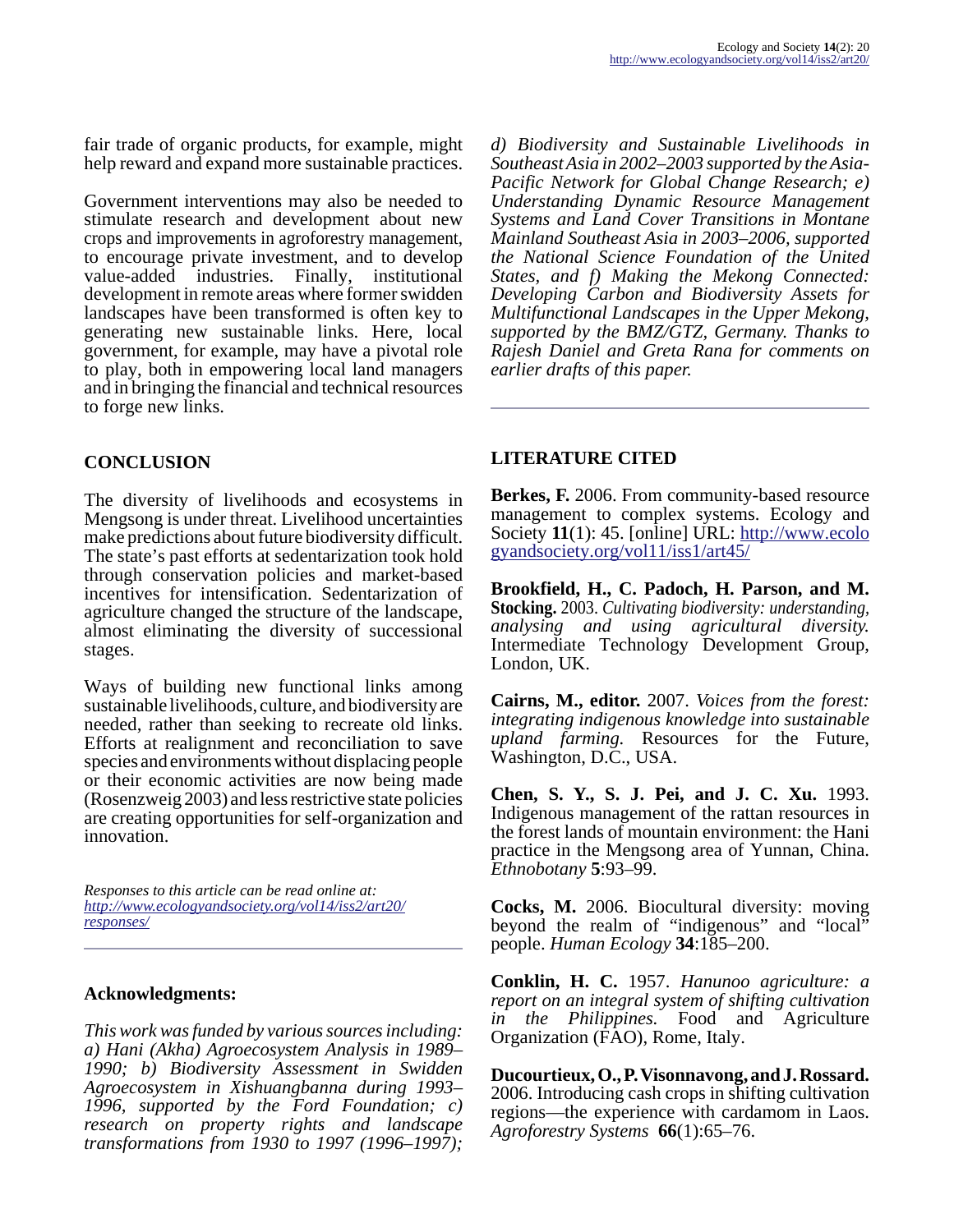fair trade of organic products, for example, might help reward and expand more sustainable practices.

Government interventions may also be needed to stimulate research and development about new crops and improvements in agroforestry management, to encourage private investment, and to develop value-added industries. Finally, institutional development in remote areas where former swidden landscapes have been transformed is often key to generating new sustainable links. Here, local government, for example, may have a pivotal role to play, both in empowering local land managers and in bringing the financial and technical resources to forge new links.

## CONCLUSION

The diversity of livelihoods and ecosystems in Mengsong is under threat. Livelihood uncertainties make predictions about future biodiversity difficult. The state's past efforts at sedentarization took hold through conservation policies and market-based incentives for intensification. Sedentarization of agriculture changed the structure of the landscape, almost eliminating the diversity of successional stages.

Ways of building new functional links among sustainable livelihoods, culture, and biodiversity are needed, rather than seeking to recreate old links. Efforts at realignment and reconciliation to save species and environments without displacing people or their economic activities are now being made (Rosenzweig 2003) and less restrictive state policies are creating opportunities for self-organization and innovation.

*Responses to this article can be read online at:* *http://www.ecologyandsociety.org/vol14/iss2/art20/responses/*

### Acknowledgments:

*This work was funded by various sources including: a) Hani (Akha) Agroecosystem Analysis in 1989–1990; b) Biodiversity Assessment in Swidden Agroecosystem in Xishuangbanna during 1993–1996, supported by the Ford Foundation; c) research on property rights and landscape transformations from 1930 to 1997 (1996–1997); d) Biodiversity and Sustainable Livelihoods in Southeast Asia in 2002–2003 supported by the Asia-Pacific Network for Global Change Research; e) Understanding Dynamic Resource Management Systems and Land Cover Transitions in Montane Mainland Southeast Asia in 2003–2006, supported the National Science Foundation of the United States, and f) Making the Mekong Connected: Developing Carbon and Biodiversity Assets for Multifunctional Landscapes in the Upper Mekong, supported by the BMZ/GTZ, Germany. Thanks to Rajesh Daniel and Greta Rana for comments on earlier drafts of this paper.*

## LITERATURE CITED

**Berkes, F.** 2006. From community-based resource management to complex systems. Ecology and Society **11**(1): 45. [online] URL: http://www.ecologyandsociety.org/vol11/iss1/art45/

**Brookfield, H., C. Padoch, H. Parson, and M. Stocking.** 2003. *Cultivating biodiversity: understanding, analysing and using agricultural diversity.* Intermediate Technology Development Group, London, UK.

**Cairns, M., editor.** 2007. *Voices from the forest: integrating indigenous knowledge into sustainable upland farming.* Resources for the Future, Washington, D.C., USA.

**Chen, S. Y., S. J. Pei, and J. C. Xu.** 1993. Indigenous management of the rattan resources in the forest lands of mountain environment: the Hani practice in the Mengsong area of Yunnan, China. *Ethnobotany* **5**:93–99.

**Cocks, M.** 2006. Biocultural diversity: moving beyond the realm of "indigenous" and "local" people. *Human Ecology* **34**:185–200.

**Conklin, H. C.** 1957. *Hanunoo agriculture: a report on an integral system of shifting cultivation in the Philippines.* Food and Agriculture Organization (FAO), Rome, Italy.

**Ducourtieux, O., P. Visonnavong, and J. Rossard.** 2006. Introducing cash crops in shifting cultivation regions—the experience with cardamom in Laos. *Agroforestry Systems* **66**(1):65–76.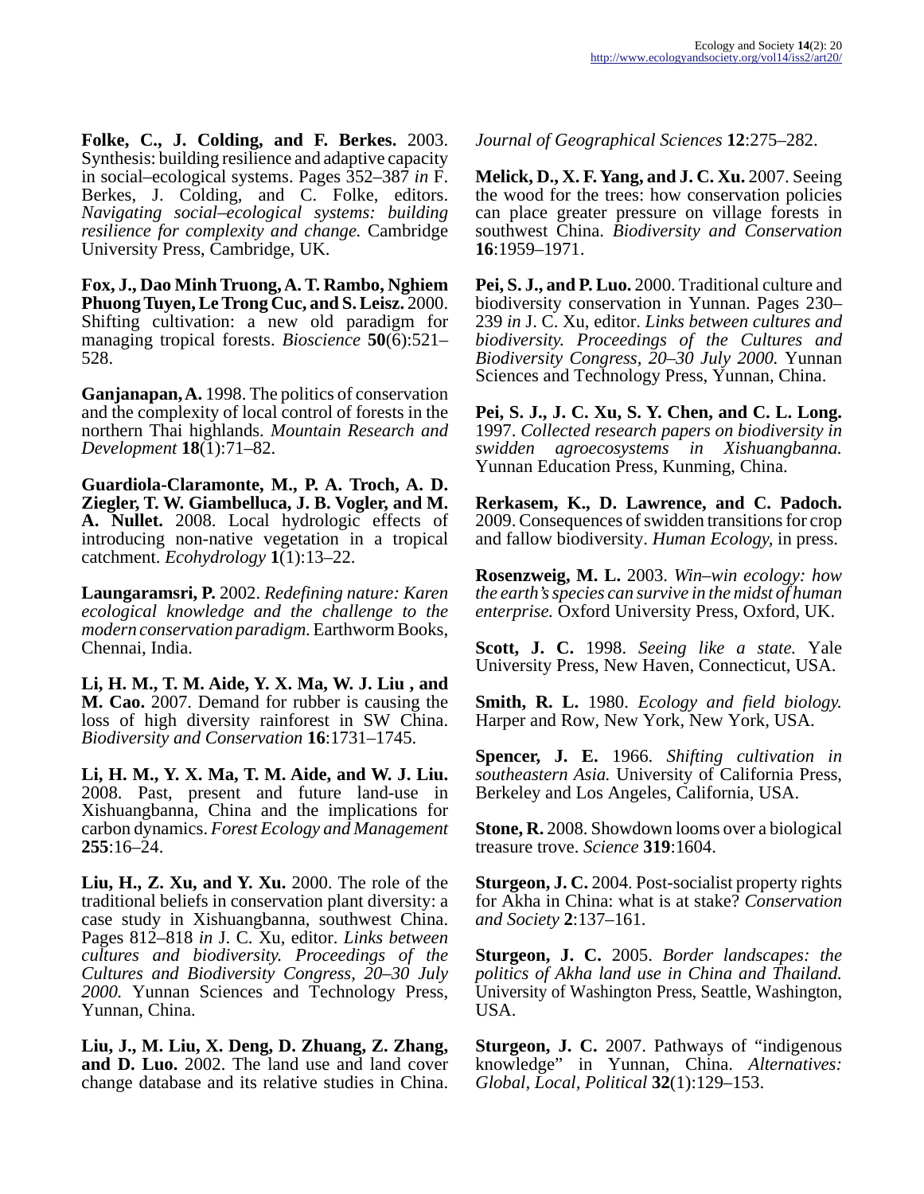**Folke, C., J. Colding, and F. Berkes.** 2003. Synthesis: building resilience and adaptive capacity in social–ecological systems. Pages 352–387 *in* F. Berkes, J. Colding, and C. Folke, editors. *Navigating social–ecological systems: building resilience for complexity and change.* Cambridge University Press, Cambridge, UK.

**Fox, J., Dao Minh Truong, A. T. Rambo, Nghiem Phuong Tuyen, Le Trong Cuc, and S. Leisz.** 2000. Shifting cultivation: a new old paradigm for managing tropical forests. *Bioscience* **50**(6):521–528.

**Ganjanapan, A.** 1998. The politics of conservation and the complexity of local control of forests in the northern Thai highlands. *Mountain Research and Development* **18**(1):71–82.

**Guardiola-Claramonte, M., P. A. Troch, A. D. Ziegler, T. W. Giambelluca, J. B. Vogler, and M. A. Nullet.** 2008. Local hydrologic effects of introducing non-native vegetation in a tropical catchment. *Ecohydrology* **1**(1):13–22.

**Laungaramsri, P.** 2002. *Redefining nature: Karen ecological knowledge and the challenge to the modern conservation paradigm.* Earthworm Books, Chennai, India.

**Li, H. M., T. M. Aide, Y. X. Ma, W. J. Liu , and M. Cao.** 2007. Demand for rubber is causing the loss of high diversity rainforest in SW China. *Biodiversity and Conservation* **16**:1731–1745.

**Li, H. M., Y. X. Ma, T. M. Aide, and W. J. Liu.** 2008. Past, present and future land-use in Xishuangbanna, China and the implications for carbon dynamics. *Forest Ecology and Management* **255**:16–24.

**Liu, H., Z. Xu, and Y. Xu.** 2000. The role of the traditional beliefs in conservation plant diversity: a case study in Xishuangbanna, southwest China. Pages 812–818 *in* J. C. Xu, editor. *Links between cultures and biodiversity. Proceedings of the Cultures and Biodiversity Congress, 20–30 July 2000.* Yunnan Sciences and Technology Press, Yunnan, China.

**Liu, J., M. Liu, X. Deng, D. Zhuang, Z. Zhang, and D. Luo.** 2002. The land use and land cover change database and its relative studies in China. *Journal of Geographical Sciences* **12**:275–282.

**Melick, D., X. F. Yang, and J. C. Xu.** 2007. Seeing the wood for the trees: how conservation policies can place greater pressure on village forests in southwest China. *Biodiversity and Conservation* **16**:1959–1971.

**Pei, S. J., and P. Luo.** 2000. Traditional culture and biodiversity conservation in Yunnan. Pages 230–239 *in* J. C. Xu, editor. *Links between cultures and biodiversity. Proceedings of the Cultures and Biodiversity Congress, 20–30 July 2000.* Yunnan Sciences and Technology Press, Yunnan, China.

**Pei, S. J., J. C. Xu, S. Y. Chen, and C. L. Long.** 1997. *Collected research papers on biodiversity in swidden agroecosystems in Xishuangbanna.* Yunnan Education Press, Kunming, China.

**Rerkasem, K., D. Lawrence, and C. Padoch.** 2009. Consequences of swidden transitions for crop and fallow biodiversity. *Human Ecology,* in press.

**Rosenzweig, M. L.** 2003. *Win–win ecology: how the earth's species can survive in the midst of human enterprise.* Oxford University Press, Oxford, UK.

**Scott, J. C.** 1998. *Seeing like a state.* Yale University Press, New Haven, Connecticut, USA.

**Smith, R. L.** 1980. *Ecology and field biology.* Harper and Row, New York, New York, USA.

**Spencer, J. E.** 1966. *Shifting cultivation in southeastern Asia.* University of California Press, Berkeley and Los Angeles, California, USA.

**Stone, R.** 2008. Showdown looms over a biological treasure trove. *Science* **319**:1604.

**Sturgeon, J. C.** 2004. Post-socialist property rights for Akha in China: what is at stake? *Conservation and Society* **2**:137–161.

**Sturgeon, J. C.** 2005. *Border landscapes: the politics of Akha land use in China and Thailand.* University of Washington Press, Seattle, Washington, USA.

**Sturgeon, J. C.** 2007. Pathways of "indigenous knowledge" in Yunnan, China. *Alternatives: Global, Local, Political* **32**(1):129–153.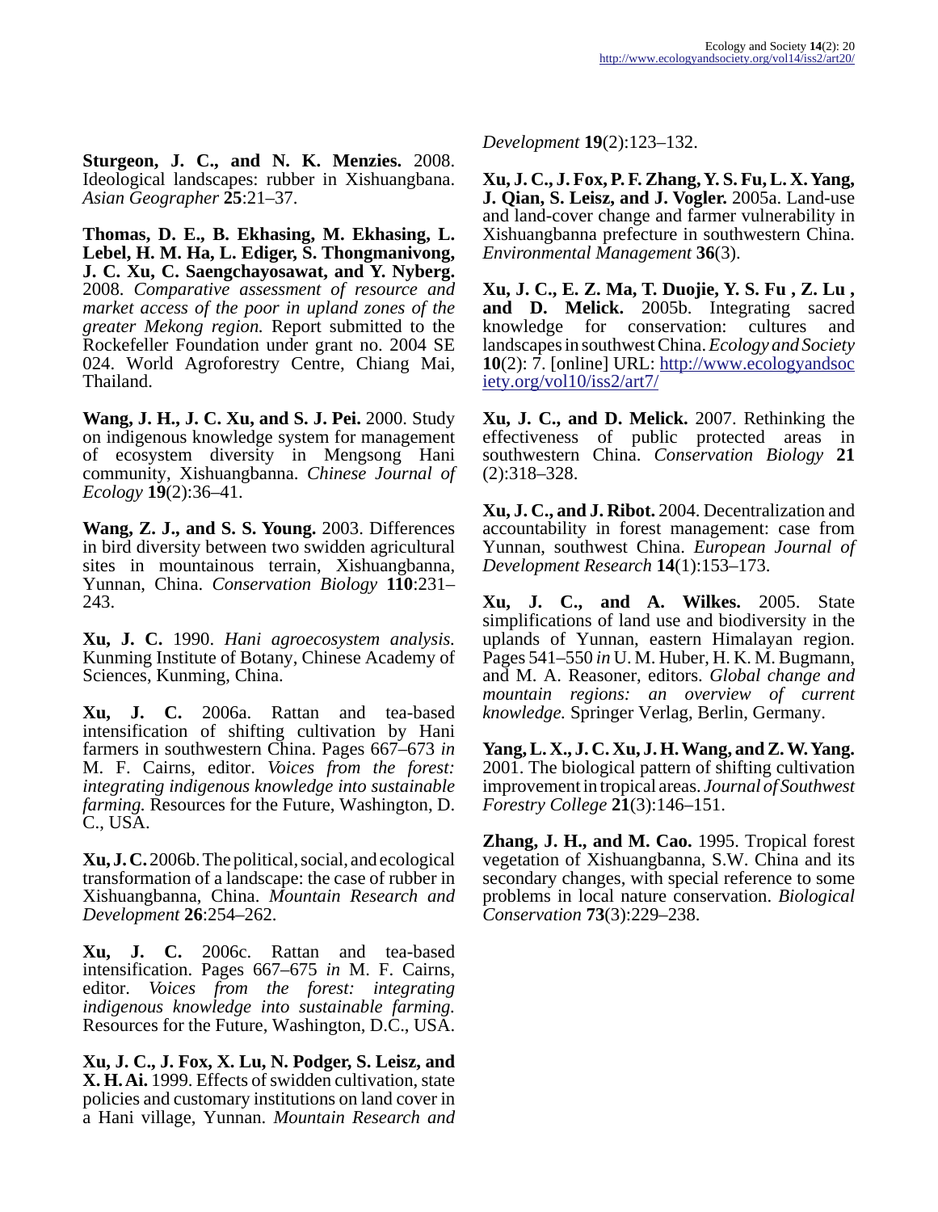**Sturgeon, J. C., and N. K. Menzies.** 2008. Ideological landscapes: rubber in Xishuangbana. *Asian Geographer* **25**:21–37.

**Thomas, D. E., B. Ekhasing, M. Ekhasing, L. Lebel, H. M. Ha, L. Ediger, S. Thongmanivong, J. C. Xu, C. Saengchayosawat, and Y. Nyberg.** 2008. *Comparative assessment of resource and market access of the poor in upland zones of the greater Mekong region.* Report submitted to the Rockefeller Foundation under grant no. 2004 SE 024. World Agroforestry Centre, Chiang Mai, Thailand.

**Wang, J. H., J. C. Xu, and S. J. Pei.** 2000. Study on indigenous knowledge system for management of ecosystem diversity in Mengsong Hani community, Xishuangbanna. *Chinese Journal of Ecology* **19**(2):36–41.

**Wang, Z. J., and S. S. Young.** 2003. Differences in bird diversity between two swidden agricultural sites in mountainous terrain, Xishuangbanna, Yunnan, China. *Conservation Biology* **110**:231–243.

**Xu, J. C.** 1990. *Hani agroecosystem analysis.* Kunming Institute of Botany, Chinese Academy of Sciences, Kunming, China.

**Xu, J. C.** 2006a. Rattan and tea-based intensification of shifting cultivation by Hani farmers in southwestern China. Pages 667–673 *in* M. F. Cairns, editor. *Voices from the forest: integrating indigenous knowledge into sustainable farming.* Resources for the Future, Washington, D. C., USA.

**Xu, J. C.** 2006b. The political, social, and ecological transformation of a landscape: the case of rubber in Xishuangbanna, China. *Mountain Research and Development* **26**:254–262.

**Xu, J. C.** 2006c. Rattan and tea-based intensification. Pages 667–675 *in* M. F. Cairns, editor. *Voices from the forest: integrating indigenous knowledge into sustainable farming.* Resources for the Future, Washington, D.C., USA.

**Xu, J. C., J. Fox, X. Lu, N. Podger, S. Leisz, and X. H. Ai.** 1999. Effects of swidden cultivation, state policies and customary institutions on land cover in a Hani village, Yunnan. *Mountain Research and Development* **19**(2):123–132.

**Xu, J. C., J. Fox, P. F. Zhang, Y. S. Fu, L. X. Yang, J. Qian, S. Leisz, and J. Vogler.** 2005a. Land-use and land-cover change and farmer vulnerability in Xishuangbanna prefecture in southwestern China. *Environmental Management* **36**(3).

**Xu, J. C., E. Z. Ma, T. Duojie, Y. S. Fu , Z. Lu , and D. Melick.** 2005b. Integrating sacred knowledge for conservation: cultures and landscapes in southwest China. *Ecology and Society* **10**(2): 7. [online] URL: http://www.ecologyandsociety.org/vol10/iss2/art7/

**Xu, J. C., and D. Melick.** 2007. Rethinking the effectiveness of public protected areas in southwestern China. *Conservation Biology* **21**(2):318–328.

**Xu, J. C., and J. Ribot.** 2004. Decentralization and accountability in forest management: case from Yunnan, southwest China. *European Journal of Development Research* **14**(1):153–173.

**Xu, J. C., and A. Wilkes.** 2005. State simplifications of land use and biodiversity in the uplands of Yunnan, eastern Himalayan region. Pages 541–550 *in* U. M. Huber, H. K. M. Bugmann, and M. A. Reasoner, editors. *Global change and mountain regions: an overview of current knowledge.* Springer Verlag, Berlin, Germany.

**Yang, L. X., J. C. Xu, J. H. Wang, and Z. W. Yang.** 2001. The biological pattern of shifting cultivation improvement in tropical areas. *Journal of Southwest Forestry College* **21**(3):146–151.

**Zhang, J. H., and M. Cao.** 1995. Tropical forest vegetation of Xishuangbanna, S.W. China and its secondary changes, with special reference to some problems in local nature conservation. *Biological Conservation* **73**(3):229–238.